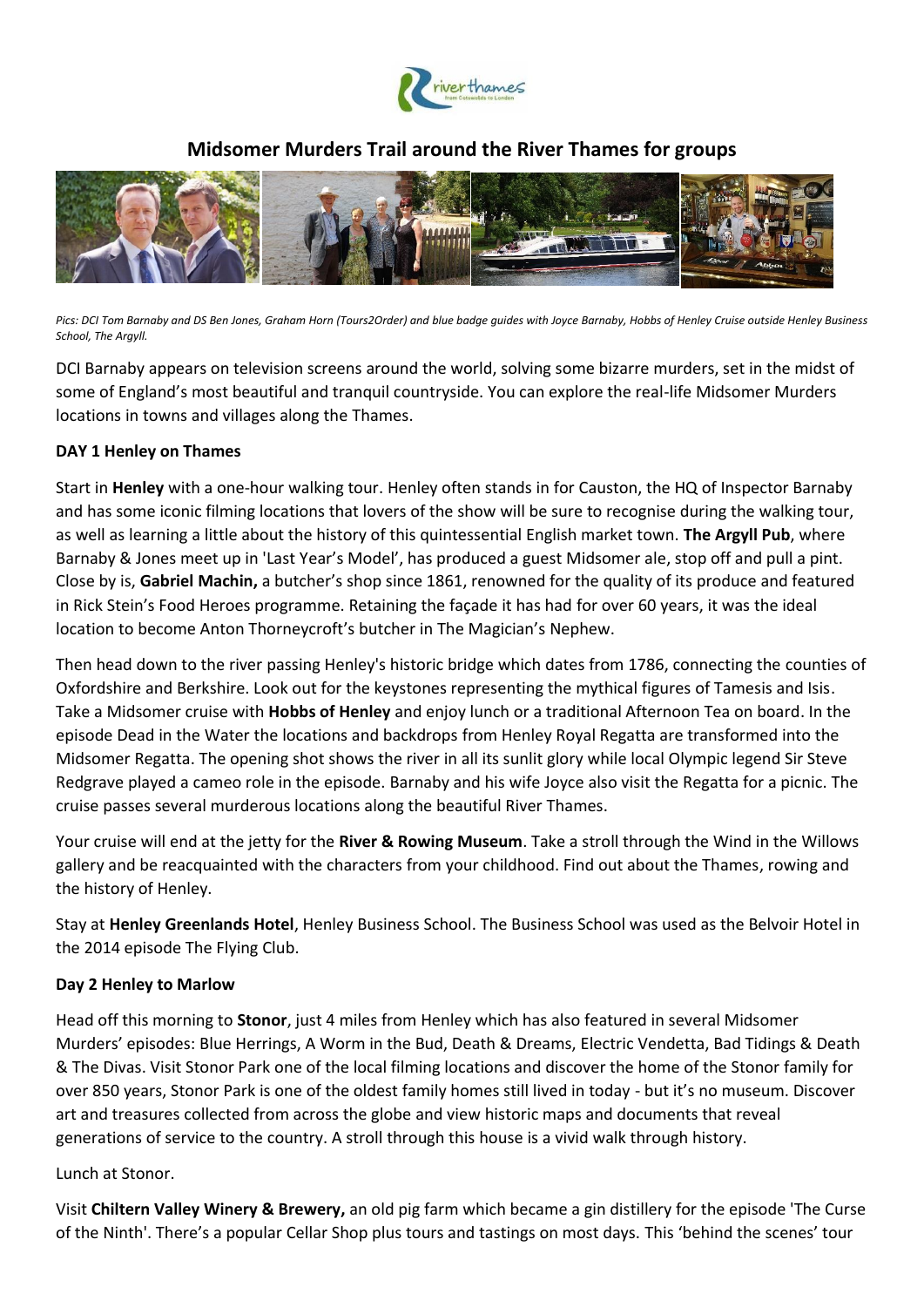# Midsomer Murders Trail around the River Thames for groups

*Pics: DCI Tom Barnaby and DS Ben Jones, Graham Horn (Tours2Order) and blue badge guides with Joyce Barnaby, Hobbs of Henley Cruise outside Henley Business School, The Argyll.*

DCI Barnaby appears on television screens around the world, solving some bizarre murders, set in the midst of some of England's most beautiful and tranquil countryside. You can explore the real-life Midsomer Murders locations in towns and villages along the Thames.

**DAY 1 Henley on Thames**

Start in **Henley** with a one-hour walking tour. Henley often stands in for Causton, the HQ of Inspector Barnaby and has some iconic filming locations that lovers of the show will be sure to recognise during the walking tour, as well as learning a little about the history of this quintessential English market town. **The Argyll Pub**, where Barnaby & Jones meet up in 'Last Year's Model', has produced a guest Midsomer ale, stop off and pull a pint. Close by is, **Gabriel Machin,** a butcher's shop since 1861, renowned for the quality of its produce and featured in Rick Stein's Food Heroes programme. Retaining the façade it has had for over 60 years, it was the ideal location to become Anton Thorneycroft's butcher in The Magician's Nephew.

Then head down to the river passing Henley's historic bridge which dates from 1786, connecting the counties of Oxfordshire and Berkshire. Look out for the keystones representing the mythical figures of Tamesis and Isis. Take a Midsomer cruise with **Hobbs of Henley** and enjoy lunch or a traditional Afternoon Tea on board. In the episode Dead in the Water the locations and backdrops from Henley Royal Regatta are transformed into the Midsomer Regatta. The opening shot shows the river in all its sunlit glory while local Olympic legend Sir Steve Redgrave played a cameo role in the episode. Barnaby and his wife Joyce also visit the Regatta for a picnic. The cruise passes several murderous locations along the beautiful River Thames.

Your cruise will end at the jetty for the **River & Rowing Museum**. Take a stroll through the Wind in the Willows gallery and be reacquainted with the characters from your childhood. Find out about the Thames, rowing and the history of Henley.

Stay at **Henley Greenlands Hotel**, Henley Business School. The Business School was used as the Belvoir Hotel in the 2014 episode The Flying Club.

**Day 2 Henley to Marlow**

Head off this morning to **Stonor**, just 4 miles from Henley which has also featured in several Midsomer Murders' episodes: Blue Herrings, A Worm in the Bud, Death & Dreams, Electric Vendetta, Bad Tidings & Death & The Divas. Visit Stonor Park one of the local filming locations and discover the home of the Stonor family for over 850 years, Stonor Park is one of the oldest family homes still lived in today - but it's no museum. Discover art and treasures collected from across the globe and view historic maps and documents that reveal generations of service to the country. A stroll through this house is a vivid walk through history.

Lunch at Stonor.

Visit **Chiltern Valley Winery & Brewery,** an old pig farm which became a gin distillery for the episode 'The Curse of the Ninth'. There's a popular Cellar Shop plus tours and tastings on most days. This 'behind the scenes' tour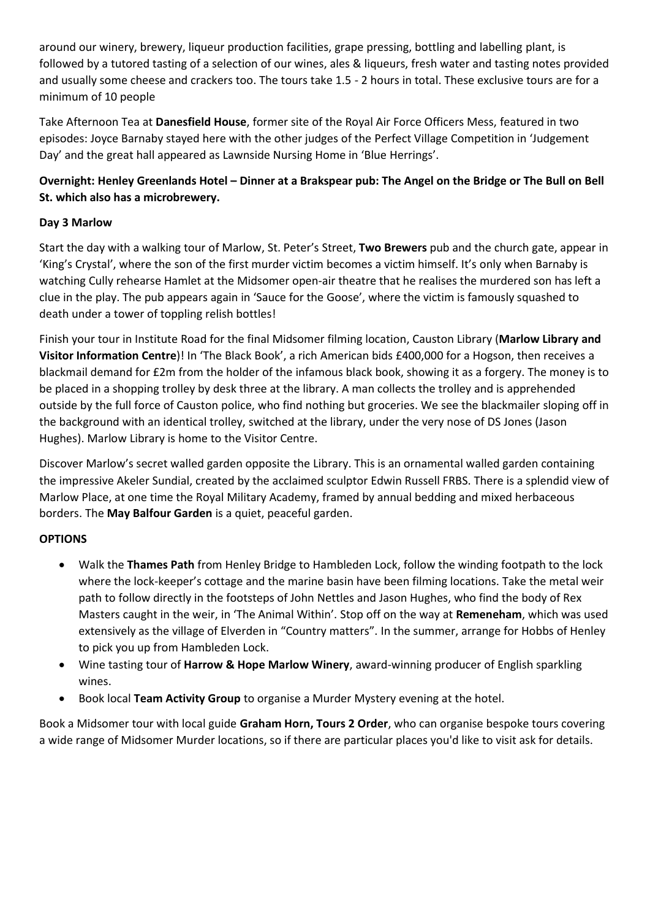around our winery, brewery, liqueur production facilities, grape pressing, bottling and labelling plant, is followed by a tutored tasting of a selection of our wines, ales & liqueurs, fresh water and tasting notes provided and usually some cheese and crackers too. The tours take 1.5 - 2 hours in total. These exclusive tours are for a minimum of 10 people

Take Afternoon Tea at **Danesfield House**, former site of the Royal Air Force Officers Mess, featured in two episodes: Joyce Barnaby stayed here with the other judges of the Perfect Village Competition in 'Judgement Day' and the great hall appeared as Lawnside Nursing Home in 'Blue Herrings'.

**Overnight: Henley Greenlands Hotel – Dinner at a Brakspear pub: The Angel on the Bridge or The Bull on Bell St. which also has a microbrewery.**

**Day 3 Marlow**

Start the day with a walking tour of Marlow, St. Peter's Street, **Two Brewers** pub and the church gate, appear in 'King's Crystal', where the son of the first murder victim becomes a victim himself. It's only when Barnaby is watching Cully rehearse Hamlet at the Midsomer open-air theatre that he realises the murdered son has left a clue in the play. The pub appears again in 'Sauce for the Goose', where the victim is famously squashed to death under a tower of toppling relish bottles!

Finish your tour in Institute Road for the final Midsomer filming location, Causton Library (**Marlow Library and Visitor Information Centre**)! In 'The Black Book', a rich American bids £400,000 for a Hogson, then receives a blackmail demand for £2m from the holder of the infamous black book, showing it as a forgery. The money is to be placed in a shopping trolley by desk three at the library. A man collects the trolley and is apprehended outside by the full force of Causton police, who find nothing but groceries. We see the blackmailer sloping off in the background with an identical trolley, switched at the library, under the very nose of DS Jones (Jason Hughes). Marlow Library is home to the Visitor Centre.

Discover Marlow's secret walled garden opposite the Library. This is an ornamental walled garden containing the impressive Akeler Sundial, created by the acclaimed sculptor Edwin Russell FRBS. There is a splendid view of Marlow Place, at one time the Royal Military Academy, framed by annual bedding and mixed herbaceous borders. The **May Balfour Garden** is a quiet, peaceful garden.

**OPTIONS**

- Walk the **Thames Path** from Henley Bridge to Hambleden Lock, follow the winding footpath to the lock where the lock-keeper's cottage and the marine basin have been filming locations. Take the metal weir path to follow directly in the footsteps of John Nettles and Jason Hughes, who find the body of Rex Masters caught in the weir, in 'The Animal Within'. Stop off on the way at **Remeneham**, which was used extensively as the village of Elverden in "Country matters". In the summer, arrange for Hobbs of Henley to pick you up from Hambleden Lock.
- Wine tasting tour of **Harrow & Hope Marlow Winery**, award-winning producer of English sparkling wines.
- Book local **Team Activity Group** to organise a Murder Mystery evening at the hotel.

Book a Midsomer tour with local guide **Graham Horn, Tours 2 Order**, who can organise bespoke tours covering a wide range of Midsomer Murder locations, so if there are particular places you'd like to visit ask for details.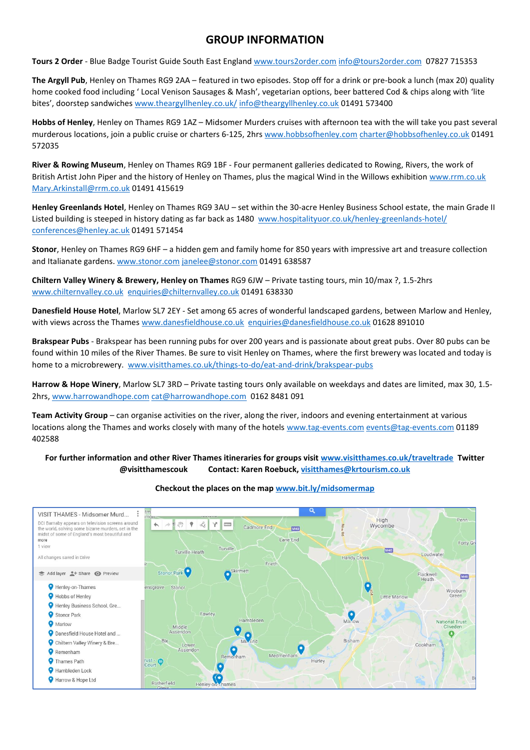# GROUP INFORMATION

**Tours 2 Order** - Blue Badge Tourist Guide South East England www.tours2order.com info@tours2order.com 07827 715353

**The Argyll Pub**, Henley on Thames RG9 2AA – featured in two episodes. Stop off for a drink or pre-book a lunch (max 20) quality home cooked food including ' Local Venison Sausages & Mash', vegetarian options, beer battered Cod & chips along with 'lite bites', doorstep sandwiches www.theargyllhenley.co.uk/ info@theargyllhenley.co.uk 01491 573400

**Hobbs of Henley**, Henley on Thames RG9 1AZ – Midsomer Murders cruises with afternoon tea with the will take you past several murderous locations, join a public cruise or charters 6-125, 2hrs www.hobbsofhenley.com charter@hobbsofhenley.co.uk 01491 572035

**River & Rowing Museum**, Henley on Thames RG9 1BF - Four permanent galleries dedicated to Rowing, Rivers, the work of British Artist John Piper and the history of Henley on Thames, plus the magical Wind in the Willows exhibition www.rrm.co.uk Mary.Arkinstall@rrm.co.uk 01491 415619

**Henley Greenlands Hotel**, Henley on Thames RG9 3AU – set within the 30-acre Henley Business School estate, the main Grade II Listed building is steeped in history dating as far back as 1480 www.hospitalityuor.co.uk/henley-greenlands-hotel/ conferences@henley.ac.uk 01491 571454

**Stonor**, Henley on Thames RG9 6HF – a hidden gem and family home for 850 years with impressive art and treasure collection and Italianate gardens. www.stonor.com janelee@stonor.com 01491 638587

**Chiltern Valley Winery & Brewery, Henley on Thames** RG9 6JW – Private tasting tours, min 10/max ?, 1.5-2hrs www.chilternvalley.co.uk enquiries@chilternvalley.co.uk 01491 638330

**Danesfield House Hotel**, Marlow SL7 2EY - Set among 65 acres of wonderful landscaped gardens, between Marlow and Henley, with views across the Thames www.danesfieldhouse.co.uk enquiries@danesfieldhouse.co.uk 01628 891010

**Brakspear Pubs** - Brakspear has been running pubs for over 200 years and is passionate about great pubs. Over 80 pubs can be found within 10 miles of the River Thames. Be sure to visit Henley on Thames, where the first brewery was located and today is home to a microbrewery. www.visitthames.co.uk/things-to-do/eat-and-drink/brakspear-pubs

**Harrow & Hope Winery**, Marlow SL7 3RD – Private tasting tours only available on weekdays and dates are limited, max 30, 1.5-2hrs, www.harrowandhope.com cat@harrowandhope.com 0162 8481 091

**Team Activity Group** – can organise activities on the river, along the river, indoors and evening entertainment at various locations along the Thames and works closely with many of the hotels www.tag-events.com events@tag-events.com 01189 402588

**For further information and other River Thames itineraries for groups visit www.visitthames.co.uk/traveltrade Twitter @visitthamescouk Contact: Karen Roebuck, visitthames@krtourism.co.uk**

**Checkout the places on the map www.bit.ly/midsomermap**